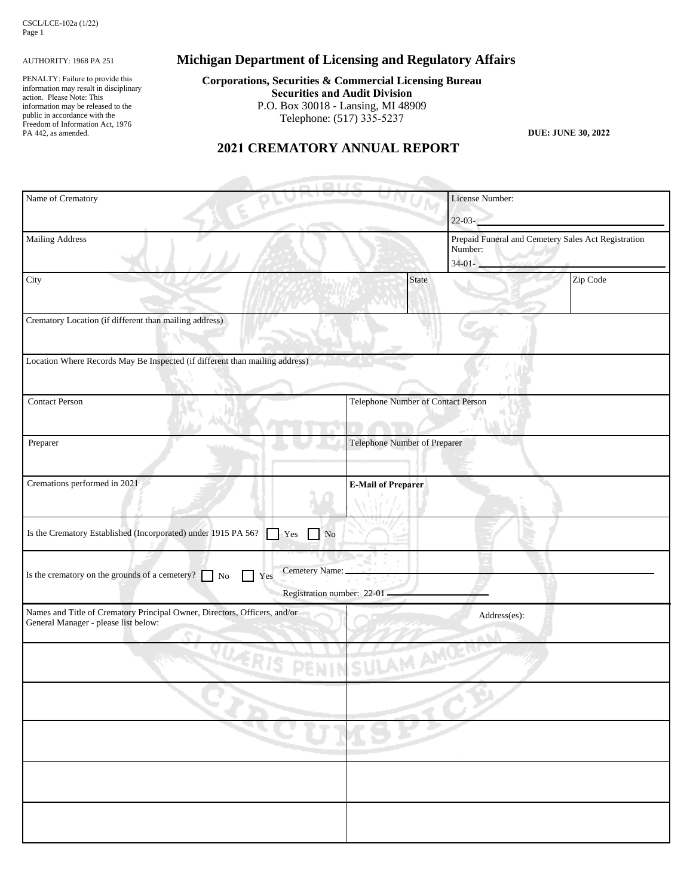CSCL/LCE-102a (1/22)

AUTHORITY: 1968 PA 251

PENALTY: Failure to provide this information may result in disciplinary action. Please Note: This information may be released to the public in accordance with the Freedom of Information Act, 1976 PA 442, as amended.

# Michigan Department of Licensing and Regulatory Affairs

**Corporations, Securities & Commercial Licensing Bureau**
**Securities and Audit Division**
P.O. Box 30018 - Lansing, MI 48909
Telephone: (517) 335-5237

**DUE: JUNE 30, 2022**

## 2021 CREMATORY ANNUAL REPORT

| Name of Crematory | | License Number: 22-03-\_\_\_\_\_\_ |
|---|---|---|
| Mailing Address | | Prepaid Funeral and Cemetery Sales Act Registration Number: 34-01-\_\_\_\_\_\_ |
| City | State | Zip Code |
| Crematory Location (if different than mailing address) | | |
| Location Where Records May Be Inspected (if different than mailing address) | | |
| Contact Person | Telephone Number of Contact Person | |
| Preparer | Telephone Number of Preparer | |
| Cremations performed in 2021 | **E-Mail of Preparer** | |
| Is the Crematory Established (Incorporated) under 1915 PA 56? ☐ Yes ☐ No | | |
| Is the crematory on the grounds of a cemetery? ☐ No ☐ Yes | Cemetery Name: \_\_\_\_\_\_ Registration number: 22-01 \_\_\_\_\_\_ | |

| Names and Title of Crematory Principal Owner, Directors, Officers, and/or General Manager - please list below: | Address(es): |
|---|---|
| | |
| | |
| | |
| | |
| | |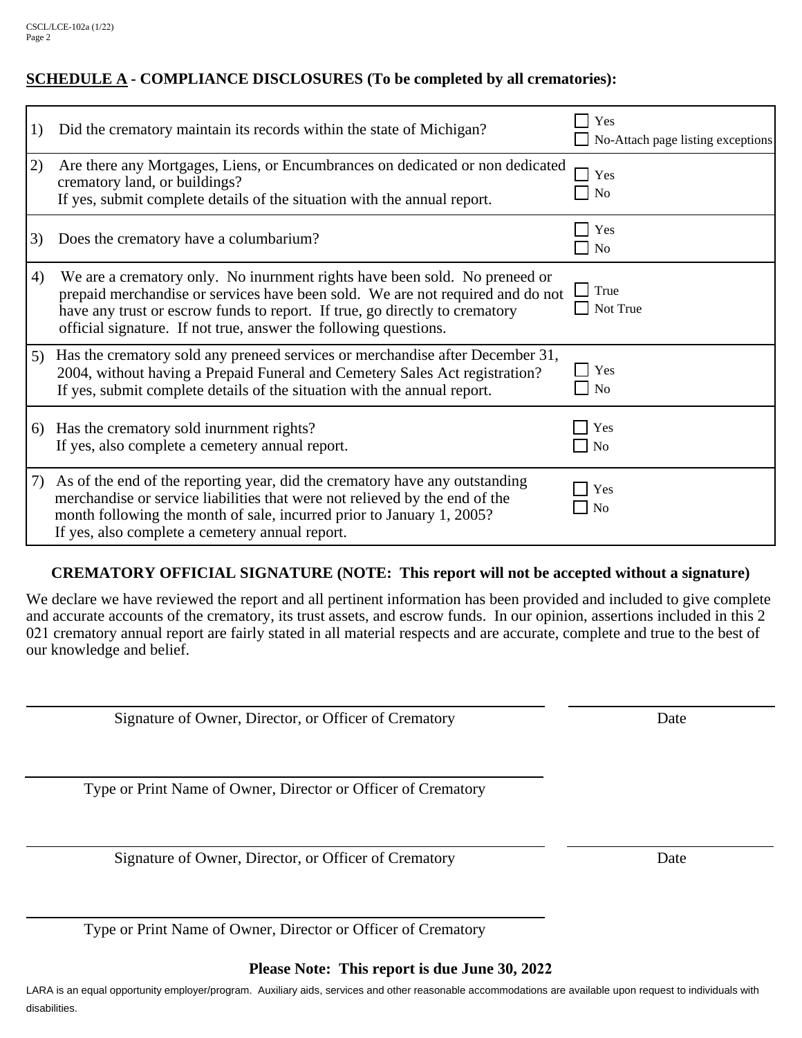## **SCHEDULE A** - COMPLIANCE DISCLOSURES (To be completed by all crematories):

| | | |
|---|---|---|
| 1) | Did the crematory maintain its records within the state of Michigan? | ☐ Yes<br>☐ No-Attach page listing exceptions |
| 2) | Are there any Mortgages, Liens, or Encumbrances on dedicated or non dedicated crematory land, or buildings?<br>If yes, submit complete details of the situation with the annual report. | ☐ Yes<br>☐ No |
| 3) | Does the crematory have a columbarium? | ☐ Yes<br>☐ No |
| 4) | We are a crematory only. No inurnment rights have been sold. No preneed or prepaid merchandise or services have been sold. We are not required and do not have any trust or escrow funds to report. If true, go directly to crematory official signature. If not true, answer the following questions. | ☐ True<br>☐ Not True |
| 5) | Has the crematory sold any preneed services or merchandise after December 31, 2004, without having a Prepaid Funeral and Cemetery Sales Act registration?<br>If yes, submit complete details of the situation with the annual report. | ☐ Yes<br>☐ No |
| 6) | Has the crematory sold inurnment rights?<br>If yes, also complete a cemetery annual report. | ☐ Yes<br>☐ No |
| 7) | As of the end of the reporting year, did the crematory have any outstanding merchandise or service liabilities that were not relieved by the end of the month following the month of sale, incurred prior to January 1, 2005?<br>If yes, also complete a cemetery annual report. | ☐ Yes<br>☐ No |

**CREMATORY OFFICIAL SIGNATURE (NOTE: This report will not be accepted without a signature)**

We declare we have reviewed the report and all pertinent information has been provided and included to give complete and accurate accounts of the crematory, its trust assets, and escrow funds. In our opinion, assertions included in this 2 021 crematory annual report are fairly stated in all material respects and are accurate, complete and true to the best of our knowledge and belief.

Signature of Owner, Director, or Officer of Crematory ______________________ Date ____________

Type or Print Name of Owner, Director or Officer of Crematory ______________________

Signature of Owner, Director, or Officer of Crematory ______________________ Date ____________

Type or Print Name of Owner, Director or Officer of Crematory ______________________

**Please Note: This report is due June 30, 2022**

LARA is an equal opportunity employer/program. Auxiliary aids, services and other reasonable accommodations are available upon request to individuals with disabilities.